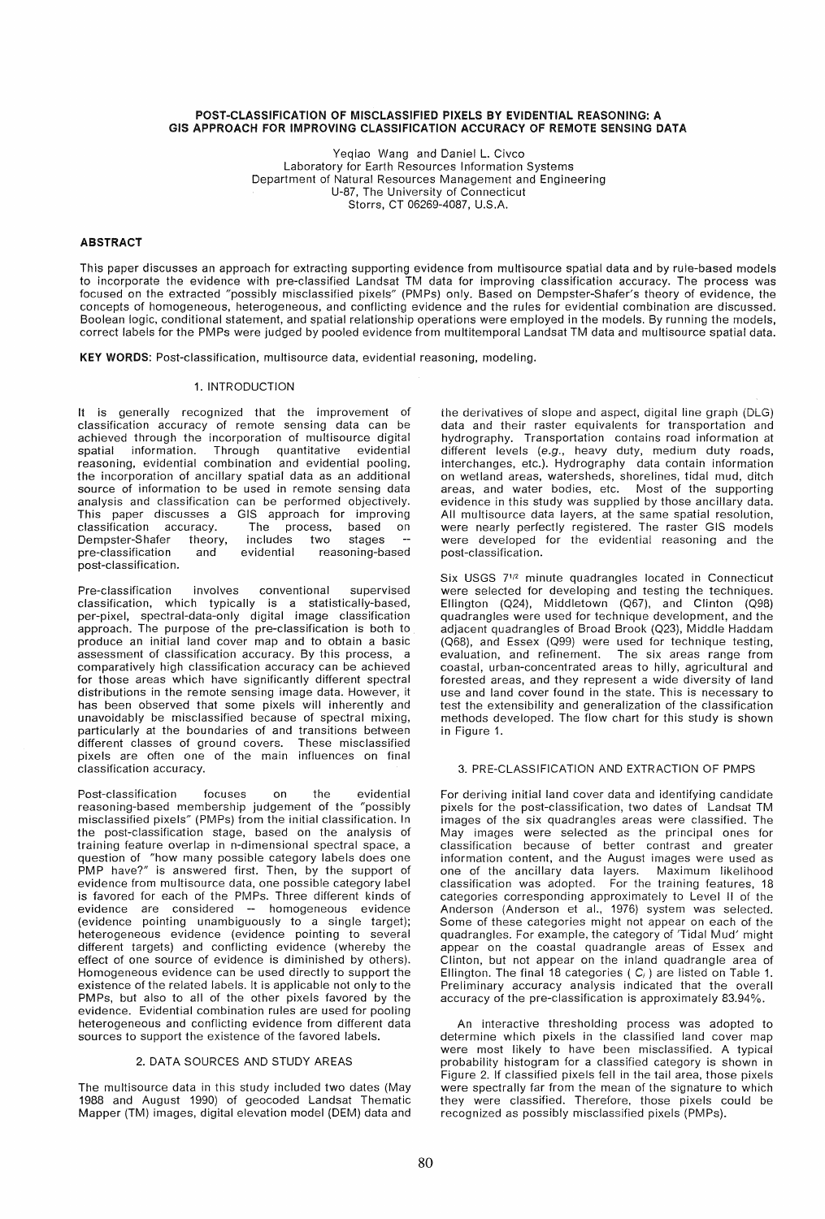# POST-CLASSIFICATION OF MISCLASSIFIED PIXELS BY EVIDENTIAL REASONING: A GIS APPROACH FOR IMPROVING CLASSIFICATION ACCURACY OF REMOTE SENSING DATA

Yeqiao Wang and Daniel L. Civco
Laboratory for Earth Resources Information Systems
Department of Natural Resources Management and Engineering
U-87, The University of Connecticut
Storrs, CT 06269-4087, U.S.A.

## ABSTRACT

This paper discusses an approach for extracting supporting evidence from multisource spatial data and by rule-based models to incorporate the evidence with pre-classified Landsat TM data for improving classification accuracy. The process was focused on the extracted "possibly misclassified pixels" (PMPs) only. Based on Dempster-Shafer's theory of evidence, the concepts of homogeneous, heterogeneous, and conflicting evidence and the rules for evidential combination are discussed. Boolean logic, conditional statement, and spatial relationship operations were employed in the models. By running the models, correct labels for the PMPs were judged by pooled evidence from multitemporal Landsat TM data and multisource spatial data.

**KEY WORDS**: Post-classification, multisource data, evidential reasoning, modeling.

## 1. INTRODUCTION

It is generally recognized that the improvement of classification accuracy of remote sensing data can be achieved through the incorporation of multisource digital spatial information. Through quantitative evidential reasoning, evidential combination and evidential pooling, the incorporation of ancillary spatial data as an additional source of information to be used in remote sensing data analysis and classification can be performed objectively. This paper discusses a GIS approach for improving classification accuracy. The process, based on Dempster-Shafer theory, includes two stages -- pre-classification and evidential reasoning-based post-classification.

Pre-classification involves conventional supervised classification, which typically is a statistically-based, per-pixel, spectral-data-only digital image classification approach. The purpose of the pre-classification is both to produce an initial land cover map and to obtain a basic assessment of classification accuracy. By this process, a comparatively high classification accuracy can be achieved for those areas which have significantly different spectral distributions in the remote sensing image data. However, it has been observed that some pixels will inherently and unavoidably be misclassified because of spectral mixing, particularly at the boundaries of and transitions between different classes of ground covers. These misclassified pixels are often one of the main influences on final classification accuracy.

Post-classification focuses on the evidential reasoning-based membership judgement of the "possibly misclassified pixels" (PMPs) from the initial classification. In the post-classification stage, based on the analysis of training feature overlap in n-dimensional spectral space, a question of "how many possible category labels does one PMP have?" is answered first. Then, by the support of evidence from multisource data, one possible category label is favored for each of the PMPs. Three different kinds of evidence are considered -- homogeneous evidence (evidence pointing unambiguously to a single target); heterogeneous evidence (evidence pointing to several different targets) and conflicting evidence (whereby the effect of one source of evidence is diminished by others). Homogeneous evidence can be used directly to support the existence of the related labels. It is applicable not only to the PMPs, but also to all of the other pixels favored by the evidence. Evidential combination rules are used for pooling heterogeneous and conflicting evidence from different data sources to support the existence of the favored labels.

## 2. DATA SOURCES AND STUDY AREAS

The multisource data in this study included two dates (May 1988 and August 1990) of geocoded Landsat Thematic Mapper (TM) images, digital elevation model (DEM) data and the derivatives of slope and aspect, digital line graph (DLG) data and their raster equivalents for transportation and hydrography. Transportation contains road information at different levels (*e.g.*, heavy duty, medium duty roads, interchanges, etc.). Hydrography data contain information on wetland areas, watersheds, shorelines, tidal mud, ditch areas, and water bodies, etc. Most of the supporting evidence in this study was supplied by those ancillary data. All multisource data layers, at the same spatial resolution, were nearly perfectly registered. The raster GIS models were developed for the evidential reasoning and the post-classification.

Six USGS $7^{1/2}$ minute quadrangles located in Connecticut were selected for developing and testing the techniques. Ellington (Q24), Middletown (Q67), and Clinton (Q98) quadrangles were used for technique development, and the adjacent quadrangles of Broad Brook (Q23), Middle Haddam (Q68), and Essex (Q99) were used for technique testing, evaluation, and refinement. The six areas range from coastal, urban-concentrated areas to hilly, agricultural and forested areas, and they represent a wide diversity of land use and land cover found in the state. This is necessary to test the extensibility and generalization of the classification methods developed. The flow chart for this study is shown in Figure 1.

## 3. PRE-CLASSIFICATION AND EXTRACTION OF PMPS

For deriving initial land cover data and identifying candidate pixels for the post-classification, two dates of Landsat TM images of the six quadrangles areas were classified. The May images were selected as the principal ones for classification because of better contrast and greater information content, and the August images were used as one of the ancillary data layers. Maximum likelihood classification was adopted. For the training features, 18 categories corresponding approximately to Level II of the Anderson (Anderson et al., 1976) system was selected. Some of these categories might not appear on each of the quadrangles. For example, the category of 'Tidal Mud' might appear on the coastal quadrangle areas of Essex and Clinton, but not appear on the inland quadrangle area of Ellington. The final 18 categories ( $C_i$ ) are listed on Table 1. Preliminary accuracy analysis indicated that the overall accuracy of the pre-classification is approximately 83.94%.

An interactive thresholding process was adopted to determine which pixels in the classified land cover map were most likely to have been misclassified. A typical probability histogram for a classified category is shown in Figure 2. If classified pixels fell in the tail area, those pixels were spectrally far from the mean of the signature to which they were classified. Therefore, those pixels could be recognized as possibly misclassified pixels (PMPs).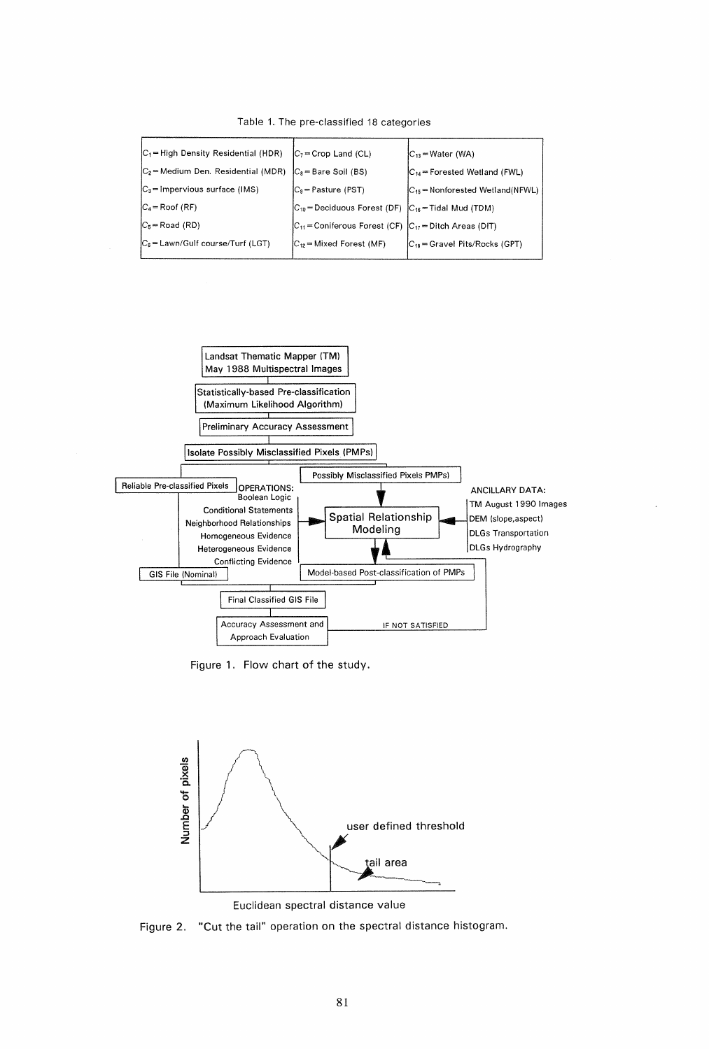Table 1. The pre-classified 18 categories

| | | |
|---|---|---|
| $C_1$ = High Density Residential (HDR) | $C_7$ = Crop Land (CL) | $C_{13}$ = Water (WA) |
| $C_2$ = Medium Den. Residential (MDR) | $C_8$ = Bare Soil (BS) | $C_{14}$ = Forested Wetland (FWL) |
| $C_3$ = Impervious surface (IMS) | $C_9$ = Pasture (PST) | $C_{15}$ = Nonforested Wetland(NFWL) |
| $C_4$ = Roof (RF) | $C_{10}$ = Deciduous Forest (DF) | $C_{16}$ = Tidal Mud (TDM) |
| $C_5$ = Road (RD) | $C_{11}$ = Coniferous Forest (CF) | $C_{17}$ = Ditch Areas (DIT) |
| $C_6$ = Lawn/Gulf course/Turf (LGT) | $C_{12}$ = Mixed Forest (MF) | $C_{18}$ = Gravel Pits/Rocks (GPT) |

Landsat Thematic Mapper (TM) May 1988 Multispectral Images

Statistically-based Pre-classification (Maximum Likelihood Algorithm)

Preliminary Accuracy Assessment

Isolate Possibly Misclassified Pixels (PMPs)

Reliable Pre-classified Pixels

Possibly Misclassified Pixels PMPs)

OPERATIONS:
Boolean Logic
Conditional Statements
Neighborhood Relationships
Homogeneous Evidence
Heterogeneous Evidence
Conflicting Evidence

Spatial Relationship Modeling

ANCILLARY DATA:
TM August 1990 Images
DEM (slope,aspect)
DLGs Transportation
DLGs Hydrography

GIS File (Nominal)

Model-based Post-classification of PMPs

Final Classified GIS File

Accuracy Assessment and Approach Evaluation

IF NOT SATISFIED

Figure 1. Flow chart of the study.

Number of pixels

user defined threshold

tail area

Euclidean spectral distance value

Figure 2. "Cut the tail" operation on the spectral distance histogram.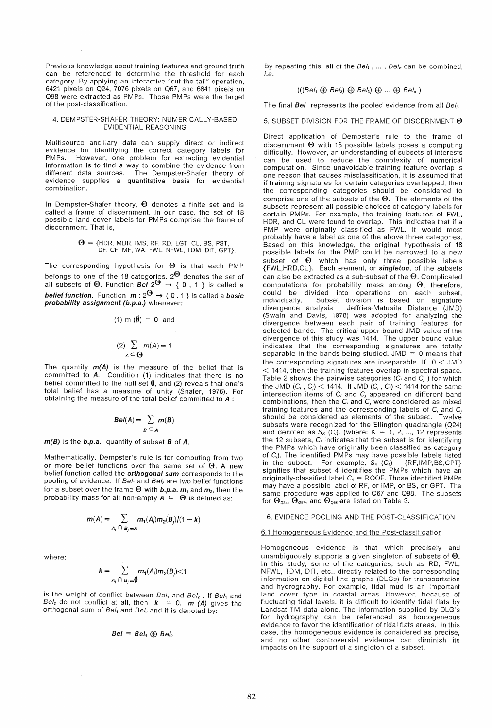Previous knowledge about training features and ground truth can be referenced to determine the threshold for each category. By applying an interactive "cut the tail" operation, 6421 pixels on Q24, 7076 pixels on Q67, and 6841 pixels on Q98 were extracted as PMPs. Those PMPs were the target of the post-classification.

## 4. DEMPSTER-SHAFER THEORY: NUMERICALLY-BASED EVIDENTIAL REASONING

Multisource ancillary data can supply direct or indirect evidence for identifying the correct category labels for PMPs. However, one problem for extracting evidential information is to find a way to combine the evidence from different data sources. The Dempster-Shafer theory of evidence supplies a quantitative basis for evidential combination.

In Dempster-Shafer theory, $\Theta$ denotes a finite set and is called a frame of discernment. In our case, the set of 18 possible land cover labels for PMPs comprise the frame of discernment. That is,

$$\Theta = \{\text{HDR, MDR, IMS, RF, RD, LGT, CL, BS, PST, DF, CF, MF, WA, FWL, NFWL, TDM, DIT, GPT}\}.$$

The corresponding hypothesis for $\Theta$ is that each PMP belongs to one of the 18 categories. $2^{\Theta}$ denotes the set of all subsets of $\Theta$. Function ***Bel*** $2^{\Theta} \rightarrow \{0, 1\}$ is called a ***belief function***. Function $m : 2^{\Theta} \rightarrow \{0, 1\}$ is called a ***basic probability assignment (b.p.a.)*** whenever:

$$(1)\ m(\emptyset) = 0 \text{ and}$$

$$(2)\ \sum_{A \subset \Theta} m(A) = 1$$

The quantity ***m(A)*** is the measure of the belief that is committed to ***A***. Condition (1) indicates that there is no belief committed to the null set $\emptyset$, and (2) reveals that one's total belief has a measure of unity (Shafer, 1976). For obtaining the measure of the total belief committed to ***A*** :

$$Bel(A) = \sum_{B \subset A} m(B)$$

***m(B)*** is the ***b.p.a.*** quantity of subset ***B*** of ***A***.

Mathematically, Dempster's rule is for computing from two or more belief functions over the same set of $\Theta$. A new belief function called the ***orthogonal sum*** corresponds to the pooling of evidence. If $Bel_1$ and $Bel_2$ are two belief functions for a subset over the frame $\Theta$ with ***b.p.a.*** $m_1$ and $m_2$, then the probability mass for all non-empty $A \subset \Theta$ is defined as:

$$m(A) = \sum_{A_i \cap B_j = A} m_1(A_i)m_2(B_j)/(1-k)$$

where:

$$k = \sum_{A_i \cap B_j = \emptyset} m_1(A_i)m_2(B_j) < 1$$

is the weight of conflict between $Bel_1$ and $Bel_2$. If $Bel_1$ and $Bel_2$ do not conflict at all, then $k = 0$. ***m (A)*** gives the orthogonal sum of $Bel_1$ and $Bel_2$ and it is denoted by:

$$Bel = Bel_1 \oplus Bel_2$$

By repeating this, all of the $Bel_1, \ldots, Bel_n$ can be combined, *i.e.*

$$(((Bel_1 \oplus Bel_2) \oplus Bel_3) \oplus \ldots \oplus Bel_n)$$

The final ***Bel*** represents the pooled evidence from all $Bel_i$.

## 5. SUBSET DIVISION FOR THE FRAME OF DISCERNMENT $\Theta$

Direct application of Dempster's rule to the frame of discernment $\Theta$ with 18 possible labels poses a computing difficulty. However, an understanding of subsets of interests can be used to reduce the complexity of numerical computation. Since unavoidable training feature overlap is one reason that causes misclassification, it is assumed that if training signatures for certain categories overlapped, then the corresponding categories should be considered to comprise one of the subsets of the $\Theta$. The elements of the subsets represent all possible choices of category labels for certain PMPs. For example, the training features of FWL, HDR, and CL were found to overlap. This indicates that if a PMP were originally classified as FWL, it would most probably have a label as one of the above three categories. Based on this knowledge, the original hypothesis of 18 possible labels for the PMP could be narrowed to a new subset of $\Theta$ which has only three possible labels {FWL,HRD,CL}. Each element, or ***singleton***, of the subsets can also be extracted as a sub-subset of the $\Theta$. Complicated computations for probability mass among $\Theta$, therefore, could be divided into operations on each subset, individually. Subset division is based on signature divergence analysis. Jeffries-Matusita Distance (JMD) (Swain and Davis, 1978) was adopted for analyzing the divergence between each pair of training features for selected bands. The critical upper bound JMD value of the divergence of this study was 1414. The upper bound value indicates that the corresponding signatures are totally separable in the bands being studied. JMD = 0 means that the corresponding signatures are inseparable. If $0 <$ JMD $< 1414$, then the training features overlap in spectral space. Table 2 shows the pairwise categories ($C_i$ and $C_j$) for which the JMD ($C_i$, $C_j$) $< 1414$. If JMD ($C_i$, $C_j$) $< 1414$ for the same intersection items of $C_i$ and $C_j$ appeared on different band combinations, then the $C_i$ and $C_j$ were considered as mixed training features and the corresponding labels of $C_i$ and $C_j$ should be considered as elements of the subset. Twelve subsets were recognized for the Ellington quadrangle (Q24) and denoted as $S_K$ ($C_i$). (where: K = 1, 2, ..., 12 represents the 12 subsets, $C_i$ indicates that the subset is for identifying the PMPs which have originally been classified as category of $C_i$). The identified PMPs may have possible labels listed in the subset. For example, $S_4$ ($C_4$) = {RF,IMP,BS,GPT} signifies that subset 4 identifies the PMPs which have an originally-classified label $C_4$ = ROOF. Those identified PMPs may have a possible label of RF, or IMP, or BS, or GPT. The same procedure was applied to Q67 and Q98. The subsets for $\Theta_{Q24}$, $\Theta_{Q67}$, and $\Theta_{Q98}$ are listed on Table 3.

## 6. EVIDENCE POOLING AND THE POST-CLASSIFICATION

### 6.1 Homogeneous Evidence and the Post-classification

Homogeneous evidence is that which precisely and unambiguously supports a given singleton of subsets of $\Theta$. In this study, some of the categories, such as RD, FWL, NFWL, TDM, DIT, etc., directly related to the corresponding information on digital line graphs (DLGs) for transportation and hydrography. For example, tidal mud is an important land cover type in coastal areas. However, because of fluctuating tidal levels, it is difficult to identify tidal flats by Landsat TM data alone. The information supplied by DLG's for hydrography can be referenced as homogeneous evidence to favor the identification of tidal flats areas. In this case, the homogeneous evidence is considered as precise, and no other controversial evidence can diminish its impacts on the support of a singleton of a subset.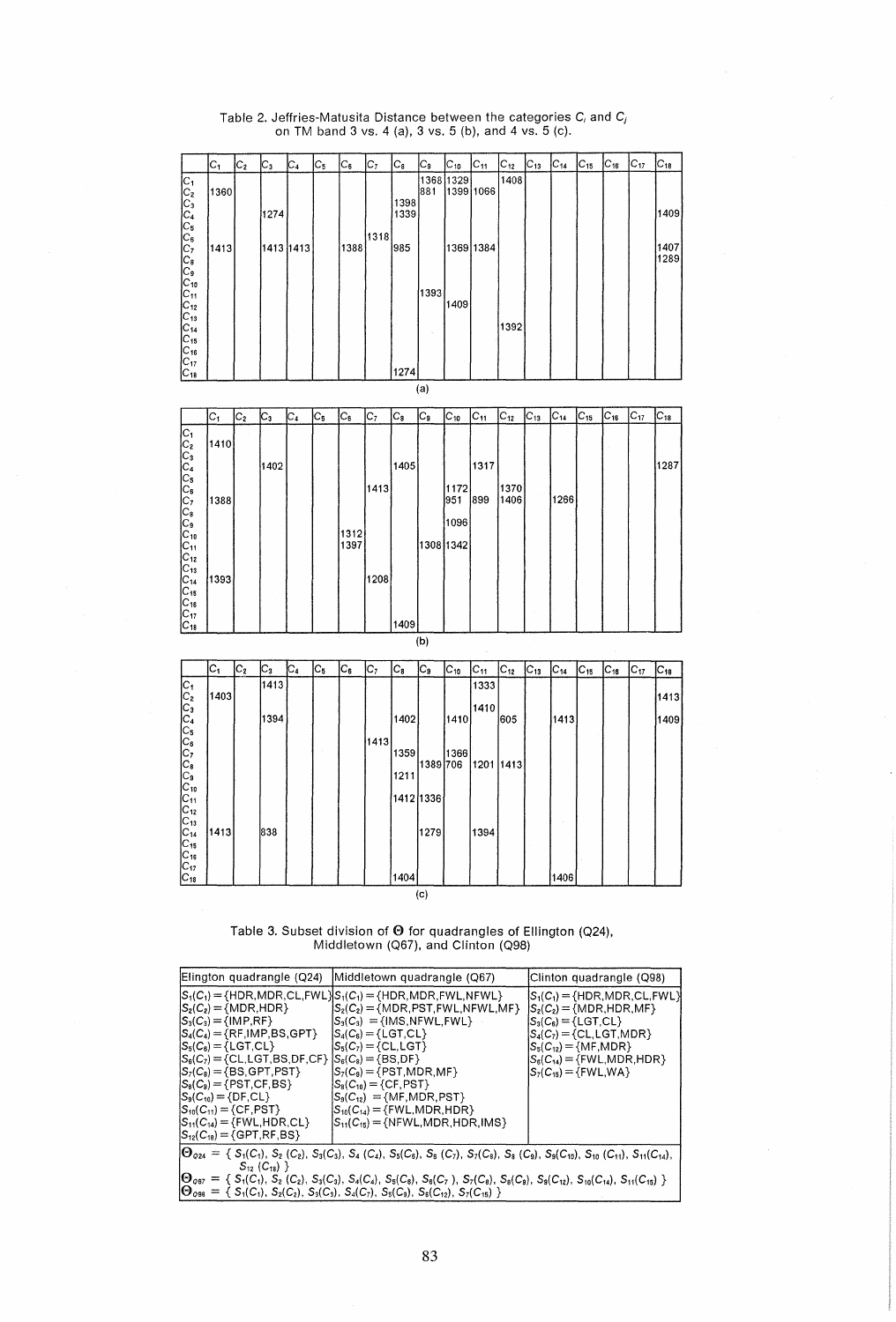Table 2. Jeffries-Matusita Distance between the categories $C_i$ and $C_j$ on TM band 3 vs. 4 (a), 3 vs. 5 (b), and 4 vs. 5 (c).

| | $C_1$ | $C_2$ | $C_3$ | $C_4$ | $C_5$ | $C_6$ | $C_7$ | $C_8$ | $C_9$ | $C_{10}$ | $C_{11}$ | $C_{12}$ | $C_{13}$ | $C_{14}$ | $C_{15}$ | $C_{16}$ | $C_{17}$ | $C_{18}$ |
|---|---|---|---|---|---|---|---|---|---|---|---|---|---|---|---|---|---|---|
| $C_1$ | | | | | | | | | 1368 | 1329 | | 1408 | | | | | | |
| $C_2$ | 1360 | | | | | | | | 881 | 1399 | 1066 | | | | | | | |
| $C_3$ | | | | | | | | 1398 | | | | | | | | | | |
| $C_4$ | | | 1274 | | | | | 1339 | | | | | | | | | | 1409 |
| $C_5$ | | | | | | | | | | | | | | | | | | |
| $C_6$ | | | | | | | 1318 | | | | | | | | | | | |
| $C_7$ | 1413 | | 1413 | 1413 | | 1388 | | 985 | | 1369 | 1384 | | | | | | | 1407 |
| $C_8$ | | | | | | | | | | | | | | | | | | 1289 |
| $C_9$ | | | | | | | | | | | | | | | | | | |
| $C_{10}$ | | | | | | | | | | | | | | | | | | |
| $C_{11}$ | | | | | | | | | 1393 | | | | | | | | | |
| $C_{12}$ | | | | | | | | | | 1409 | | | | | | | | |
| $C_{13}$ | | | | | | | | | | | | | | | | | | |
| $C_{14}$ | | | | | | | | | | | | 1392 | | | | | | |
| $C_{15}$ | | | | | | | | | | | | | | | | | | |
| $C_{16}$ | | | | | | | | | | | | | | | | | | |
| $C_{17}$ | | | | | | | | | | | | | | | | | | |
| $C_{18}$ | | | | | | | | 1274 | | | | | | | | | | |

(a)

| | $C_1$ | $C_2$ | $C_3$ | $C_4$ | $C_5$ | $C_6$ | $C_7$ | $C_8$ | $C_9$ | $C_{10}$ | $C_{11}$ | $C_{12}$ | $C_{13}$ | $C_{14}$ | $C_{15}$ | $C_{16}$ | $C_{17}$ | $C_{18}$ |
|---|---|---|---|---|---|---|---|---|---|---|---|---|---|---|---|---|---|---|
| $C_1$ | | | | | | | | | | | | | | | | | | |
| $C_2$ | 1410 | | | | | | | | | | | | | | | | | |
| $C_3$ | | | | | | | | | | | | | | | | | | |
| $C_4$ | | | 1402 | | | | | 1405 | | | 1317 | | | | | | | 1287 |
| $C_5$ | | | | | | | | | | | | | | | | | | |
| $C_6$ | | | | | | | 1413 | | | 1172 | | 1370 | | | | | | |
| $C_7$ | 1388 | | | | | | | | | 951 | 899 | 1406 | | 1266 | | | | |
| $C_8$ | | | | | | | | | | | | | | | | | | |
| $C_9$ | | | | | | | | | | 1096 | | | | | | | | |
| $C_{10}$ | | | | | | 1312 | | | | | | | | | | | | |
| $C_{11}$ | | | | | | 1397 | | | 1308 | 1342 | | | | | | | | |
| $C_{12}$ | | | | | | | | | | | | | | | | | | |
| $C_{13}$ | | | | | | | | | | | | | | | | | | |
| $C_{14}$ | 1393 | | | | | | 1208 | | | | | | | | | | | |
| $C_{15}$ | | | | | | | | | | | | | | | | | | |
| $C_{16}$ | | | | | | | | | | | | | | | | | | |
| $C_{17}$ | | | | | | | | | | | | | | | | | | |
| $C_{18}$ | | | | | | | | 1409 | | | | | | | | | | |

(b)

| | $C_1$ | $C_2$ | $C_3$ | $C_4$ | $C_5$ | $C_6$ | $C_7$ | $C_8$ | $C_9$ | $C_{10}$ | $C_{11}$ | $C_{12}$ | $C_{13}$ | $C_{14}$ | $C_{15}$ | $C_{16}$ | $C_{17}$ | $C_{18}$ |
|---|---|---|---|---|---|---|---|---|---|---|---|---|---|---|---|---|---|---|
| $C_1$ | | | 1413 | | | | | | | | 1333 | | | | | | | |
| $C_2$ | 1403 | | | | | | | | | | | | | | | | | 1413 |
| $C_3$ | | | | | | | | | | | 1410 | | | | | | | |
| $C_4$ | | | 1394 | | | | | 1402 | | 1410 | | 605 | | 1413 | | | | 1409 |
| $C_5$ | | | | | | | | | | | | | | | | | | |
| $C_6$ | | | | | | | 1413 | | | | | | | | | | | |
| $C_7$ | | | | | | | | 1359 | | 1366 | | | | | | | | |
| $C_8$ | | | | | | | | | 1389 | 706 | 1201 | 1413 | | | | | | |
| $C_9$ | | | | | | | | 1211 | | | | | | | | | | |
| $C_{10}$ | | | | | | | | | | | | | | | | | | |
| $C_{11}$ | | | | | | | | 1412 | 1336 | | | | | | | | | |
| $C_{12}$ | | | | | | | | | | | | | | | | | | |
| $C_{13}$ | | | | | | | | | | | | | | | | | | |
| $C_{14}$ | 1413 | | 838 | | | | | | 1279 | | 1394 | | | | | | | |
| $C_{15}$ | | | | | | | | | | | | | | | | | | |
| $C_{16}$ | | | | | | | | | | | | | | | | | | |
| $C_{17}$ | | | | | | | | | | | | | | | | | | |
| $C_{18}$ | | | | | | | | 1404 | | | | | | 1406 | | | | |

(c)

Table 3. Subset division of $\Theta$ for quadrangles of Ellington (Q24), Middletown (Q67), and Clinton (Q98)

| Elington quadrangle (Q24) | Middletown quadrangle (Q67) | Clinton quadrangle (Q98) |
|---|---|---|
| $S_1(C_1)$ = {HDR,MDR,CL,FWL} | $S_1(C_1)$ = {HDR,MDR,FWL,NFWL} | $S_1(C_1)$ = {HDR,MDR,CL,FWL} |
| $S_2(C_2)$ = {MDR,HDR} | $S_2(C_2)$ = {MDR,PST,FWL,NFWL,MF} | $S_2(C_2)$ = {MDR,HDR,MF} |
| $S_3(C_3)$ = {IMP,RF} | $S_3(C_3)$ = {IMS,NFWL,FWL} | $S_3(C_6)$ = {LGT,CL} |
| $S_4(C_4)$ = {RF,IMP,BS,GPT} | $S_4(C_6)$ = {LGT,CL} | $S_4(C_7)$ = {CL,LGT,MDR} |
| $S_5(C_6)$ = {LGT,CL} | $S_5(C_7)$ = {CL,LGT} | $S_5(C_{12})$ = {MF,MDR} |
| $S_6(C_7)$ = {CL,LGT,BS,DF,CF} | $S_6(C_8)$ = {BS,DF} | $S_6(C_{14})$ = {FWL,MDR,HDR} |
| $S_7(C_8)$ = {BS,GPT,PST} | $S_7(C_9)$ = {PST,MDR,MF} | $S_7(C_{15})$ = {FWL,WA} |
| $S_8(C_9)$ = {PST,CF,BS} | $S_8(C_{10})$ = {CF,PST} | |
| $S_9(C_{10})$ = {DF,CL} | $S_9(C_{12})$ = {MF,MDR,PST} | |
| $S_{10}(C_{11})$ = {CF,PST} | $S_{10}(C_{14})$ = {FWL,MDR,HDR} | |
| $S_{11}(C_{14})$ = {FWL,HDR,CL} | $S_{11}(C_{15})$ = {NFWL,MDR,HDR,IMS} | |
| $S_{12}(C_{18})$ = {GPT,RF,BS} | | |

$\Theta_{Q24}$ = { $S_1(C_1)$, $S_2(C_2)$, $S_3(C_3)$, $S_4(C_4)$, $S_5(C_6)$, $S_6(C_7)$, $S_7(C_8)$, $S_8(C_9)$, $S_9(C_{10})$, $S_{10}(C_{11})$, $S_{11}(C_{14})$, $S_{12}(C_{18})$ }

$\Theta_{Q67}$ = { $S_1(C_1)$, $S_2(C_2)$, $S_3(C_3)$, $S_4(C_6)$, $S_5(C_7)$, $S_6(C_8)$, $S_7(C_9)$, $S_8(C_{10})$, $S_9(C_{12})$, $S_{10}(C_{14})$, $S_{11}(C_{15})$ }

$\Theta_{Q98}$ = { $S_1(C_1)$, $S_2(C_2)$, $S_3(C_6)$, $S_4(C_7)$, $S_5(C_{12})$, $S_6(C_{14})$, $S_7(C_{15})$ }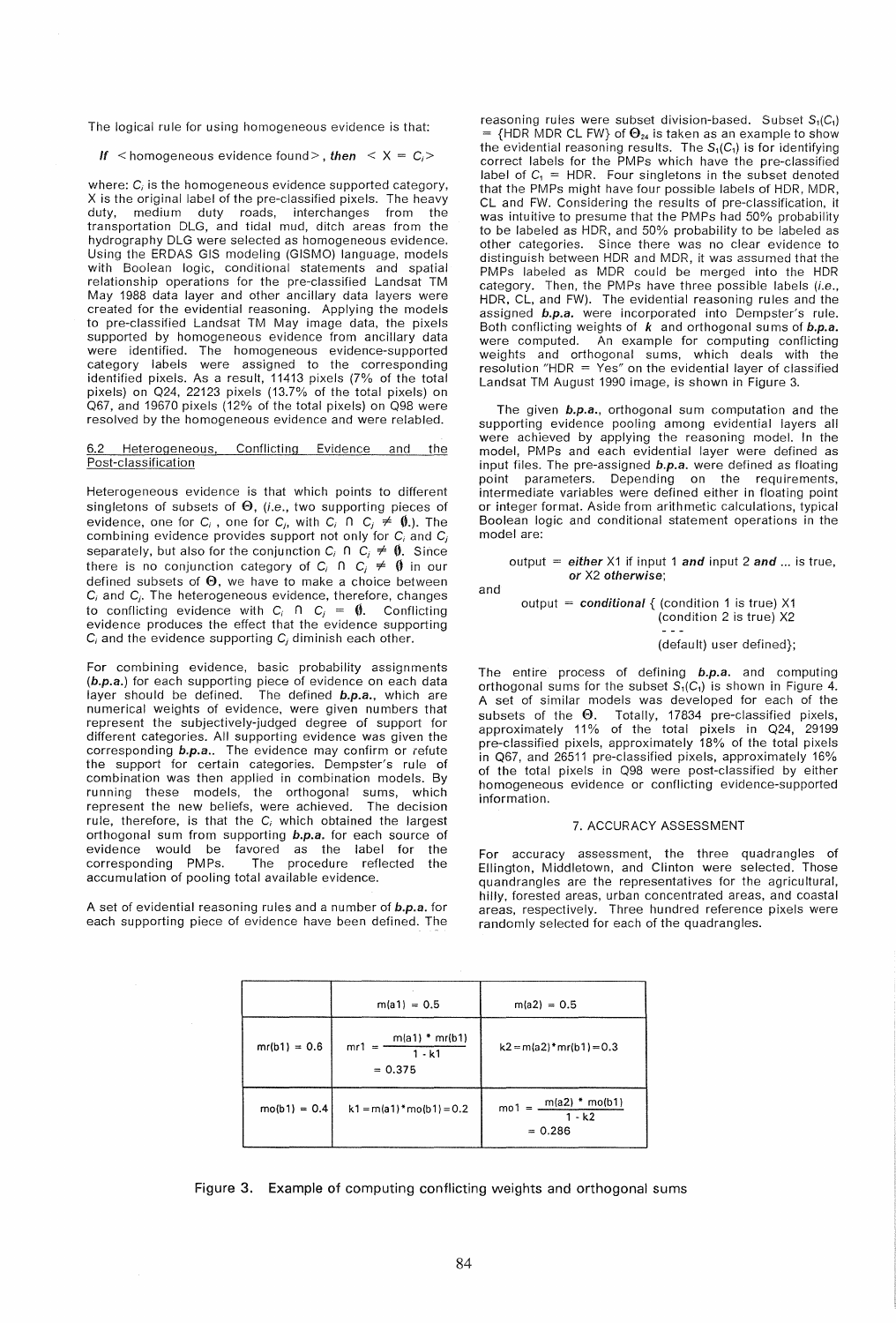The logical rule for using homogeneous evidence is that:

***If*** <homogeneous evidence found>, ***then*** $< X = C_i >$

where: $C_i$ is the homogeneous evidence supported category, X is the original label of the pre-classified pixels. The heavy duty, medium duty roads, interchanges from the transportation DLG, and tidal mud, ditch areas from the hydrography DLG were selected as homogeneous evidence. Using the ERDAS GIS modeling (GISMO) language, models with Boolean logic, conditional statements and spatial relationship operations for the pre-classified Landsat TM May 1988 data layer and other ancillary data layers were created for the evidential reasoning. Applying the models to pre-classified Landsat TM May image data, the pixels supported by homogeneous evidence from ancillary data were identified. The homogeneous evidence-supported category labels were assigned to the corresponding identified pixels. As a result, 11413 pixels (7% of the total pixels) on Q24, 22123 pixels (13.7% of the total pixels) on Q67, and 19670 pixels (12% of the total pixels) on Q98 were resolved by the homogeneous evidence and were relabled.

## 6.2 Heterogeneous, Conflicting Evidence and the Post-classification

Heterogeneous evidence is that which points to different singletons of subsets of $\Theta$, (*i.e.*, two supporting pieces of evidence, one for $C_i$, one for $C_j$, with $C_i \cap C_j \neq \emptyset$.). The combining evidence provides support not only for $C_i$ and $C_j$ separately, but also for the conjunction $C_i \cap C_j \neq \emptyset$. Since there is no conjunction category of $C_i \cap C_j \neq \emptyset$ in our defined subsets of $\Theta$, we have to make a choice between $C_i$ and $C_j$. The heterogeneous evidence, therefore, changes to conflicting evidence with $C_i \cap C_j = \emptyset$. Conflicting evidence produces the effect that the evidence supporting $C_i$ and the evidence supporting $C_j$ diminish each other.

For combining evidence, basic probability assignments (***b.p.a.***) for each supporting piece of evidence on each data layer should be defined. The defined ***b.p.a.***, which are numerical weights of evidence, were given numbers that represent the subjectively-judged degree of support for different categories. All supporting evidence was given the corresponding ***b.p.a.***. The evidence may confirm or refute the support for certain categories. Dempster's rule of combination was then applied in combination models. By running these models, the orthogonal sums, which represent the new beliefs, were achieved. The decision rule, therefore, is that the $C_i$ which obtained the largest orthogonal sum from supporting ***b.p.a.*** for each source of evidence would be favored as the label for the corresponding PMPs. The procedure reflected the accumulation of pooling total available evidence.

A set of evidential reasoning rules and a number of ***b.p.a.*** for each supporting piece of evidence have been defined. The reasoning rules were subset division-based. Subset $S_1(C_1)$ = {HDR MDR CL FW} of $\Theta_{24}$ is taken as an example to show the evidential reasoning results. The $S_1(C_1)$ is for identifying correct labels for the PMPs which have the pre-classified label of $C_1$ = HDR. Four singletons in the subset denoted that the PMPs might have four possible labels of HDR, MDR, CL and FW. Considering the results of pre-classification, it was intuitive to presume that the PMPs had 50% probability to be labeled as HDR, and 50% probability to be labeled as other categories. Since there was no clear evidence to distinguish between HDR and MDR, it was assumed that the PMPs labeled as MDR could be merged into the HDR category. Then, the PMPs have three possible labels (*i.e.*, HDR, CL, and FW). The evidential reasoning rules and the assigned ***b.p.a.*** were incorporated into Dempster's rule. Both conflicting weights of ***k*** and orthogonal sums of ***b.p.a.*** were computed. An example for computing conflicting weights and orthogonal sums, which deals with the resolution "HDR = Yes" on the evidential layer of classified Landsat TM August 1990 image, is shown in Figure 3.

The given ***b.p.a.***, orthogonal sum computation and the supporting evidence pooling among evidential layers all were achieved by applying the reasoning model. In the model, PMPs and each evidential layer were defined as input files. The pre-assigned ***b.p.a.*** were defined as floating point parameters. Depending on the requirements, intermediate variables were defined either in floating point or integer format. Aside from arithmetic calculations, typical Boolean logic and conditional statement operations in the model are:

output = ***either*** X1 if input 1 ***and*** input 2 ***and*** ... is true, ***or*** X2 ***otherwise***;

and

output = ***conditional*** { (condition 1 is true) X1
(condition 2 is true) X2
- - -
(default) user defined};

The entire process of defining ***b.p.a.*** and computing orthogonal sums for the subset $S_1(C_1)$ is shown in Figure 4. A set of similar models was developed for each of the subsets of the $\Theta$. Totally, 17834 pre-classified pixels, approximately 11% of the total pixels in Q24, 29199 pre-classified pixels, approximately 18% of the total pixels in Q67, and 26511 pre-classified pixels, approximately 16% of the total pixels in Q98 were post-classified by either homogeneous evidence or conflicting evidence-supported information.

## 7. ACCURACY ASSESSMENT

For accuracy assessment, the three quadrangles of Ellington, Middletown, and Clinton were selected. Those quandrangles are the representatives for the agricultural, hilly, forested areas, urban concentrated areas, and coastal areas, respectively. Three hundred reference pixels were randomly selected for each of the quadrangles.

| | m(a1) = 0.5 | m(a2) = 0.5 |
|---|---|---|
| mr(b1) = 0.6 | $mr1 = \dfrac{m(a1) * mr(b1)}{1 - k1} = 0.375$ | k2 = m(a2)*mr(b1) = 0.3 |
| mo(b1) = 0.4 | k1 = m(a1)*mo(b1) = 0.2 | $mo1 = \dfrac{m(a2) * mo(b1)}{1 - k2} = 0.286$ |

Figure 3. Example of computing conflicting weights and orthogonal sums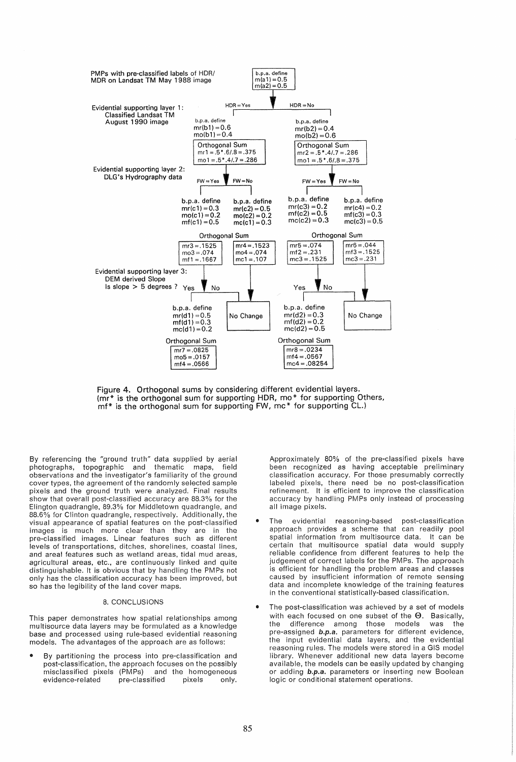PMPs with pre-classified labels of HDR/ MDR on Landsat TM May 1988 image

b.p.a. define
m(a1) = 0.5
m(a2) = 0.5

Evidential supporting layer 1: Classified Landsat TM August 1990 image

HDR = Yes / HDR = No

b.p.a. define
mr(b1) = 0.6
mo(b1) = 0.4

b.p.a. define
mr(b2) = 0.4
mo(b2) = 0.6

Orthogonal Sum
mr1 = .5*.6/.8 = .375
mo1 = .5*.4/.7 = .286

Orthogonal Sum
mr2 = .5*.4/.7 = .286
mo1 = .5*.6/.8 = .375

Evidential supporting layer 2: DLG's Hydrography data

FW = Yes / FW = No / FW = Yes / FW = No

b.p.a. define
mr(c1) = 0.3
mo(c1) = 0.2
mf(c1) = 0.5

b.p.a. define
mr(c2) = 0.5
mo(c2) = 0.2
mc(c1) = 0.3

b.p.a. define
mr(c3) = 0.2
mf(c2) = 0.5
mc(c2) = 0.3

b.p.a. define
mr(c4) = 0.2
mf(c3) = 0.3
mc(c3) = 0.5

Orthogonal Sum

mr3 = .1525
mo3 = .074
mf1 = .1667

mr4 = .1523
mo4 = .074
mc1 = .107

Orthogonal Sum

mr5 = .074
mf2 = .231
mc3 = .1525

mr6 = .044
mf3 = .1525
mc3 = .231

Evidential supporting layer 3: DEM derived Slope
Is slope > 5 degrees ? Yes / No

Yes / No

b.p.a. define
mr(d1) = 0.5
mf(d1) = 0.3
mc(d1) = 0.2

No Change

b.p.a. define
mr(d2) = 0.3
mf(d2) = 0.2
mc(d2) = 0.5

No Change

Orthogonal Sum
mr7 = .0825
mo5 = .0157
mf4 = .0566

Orthogonal Sum
mr8 = .0234
mf4 = .0567
mc4 = .08254

Figure 4. Orthogonal sums by considering different evidential layers. (mr* is the orthogonal sum for supporting HDR, mo* for supporting Others, mf* is the orthogonal sum for supporting FW, mc* for supporting CL.)

By referencing the "ground truth" data supplied by aerial photographs, topographic and thematic maps, field observations and the investigator's familiarity of the ground cover types, the agreement of the randomly selected sample pixels and the ground truth were analyzed. Final results show that overall post-classified accuracy are 88.3% for the Elington quadrangle, 89.3% for Middletown quadrangle, and 88.6% for Clinton quadrangle, respectively. Additionally, the visual appearance of spatial features on the post-classified images is much more clear than they are in the pre-classified images. Linear features such as different levels of transportations, ditches, shorelines, coastal lines, and areal features such as wetland areas, tidal mud areas, agricultural areas, etc., are continuously linked and quite distinguishable. It is obvious that by handling the PMPs not only has the classification accuracy has been improved, but so has the legibility of the land cover maps.

## 8. CONCLUSIONS

This paper demonstrates how spatial relationships among multisource data layers may be formulated as a knowledge base and processed using rule-based evidential reasoning models. The advantages of the approach are as follows:

- By partitioning the process into pre-classification and post-classification, the approach focuses on the possibly misclassified pixels (PMPs) and the homogeneous evidence-related pre-classified pixels only. Approximately 80% of the pre-classified pixels have been recognized as having acceptable preliminary classification accuracy. For those presumably correctly labeled pixels, there need be no post-classification refinement. It is efficient to improve the classification accuracy by handling PMPs only instead of processing all image pixels.

- The evidential reasoning-based post-classification approach provides a scheme that can readily pool spatial information from multisource data. It can be certain that multisource spatial data would supply reliable confidence from different features to help the judgement of correct labels for the PMPs. The approach is efficient for handling the problem areas and classes caused by insufficient information of remote sensing data and incomplete knowledge of the training features in the conventional statistically-based classification.

- The post-classification was achieved by a set of models with each focused on one subset of the $\Theta$. Basically, the difference among those models was the pre-assigned ***b.p.a.*** parameters for different evidence, the input evidential data layers, and the evidential reasoning rules. The models were stored in a GIS model library. Whenever additional new data layers become available, the models can be easily updated by changing or adding ***b.p.a.*** parameters or inserting new Boolean logic or conditional statement operations.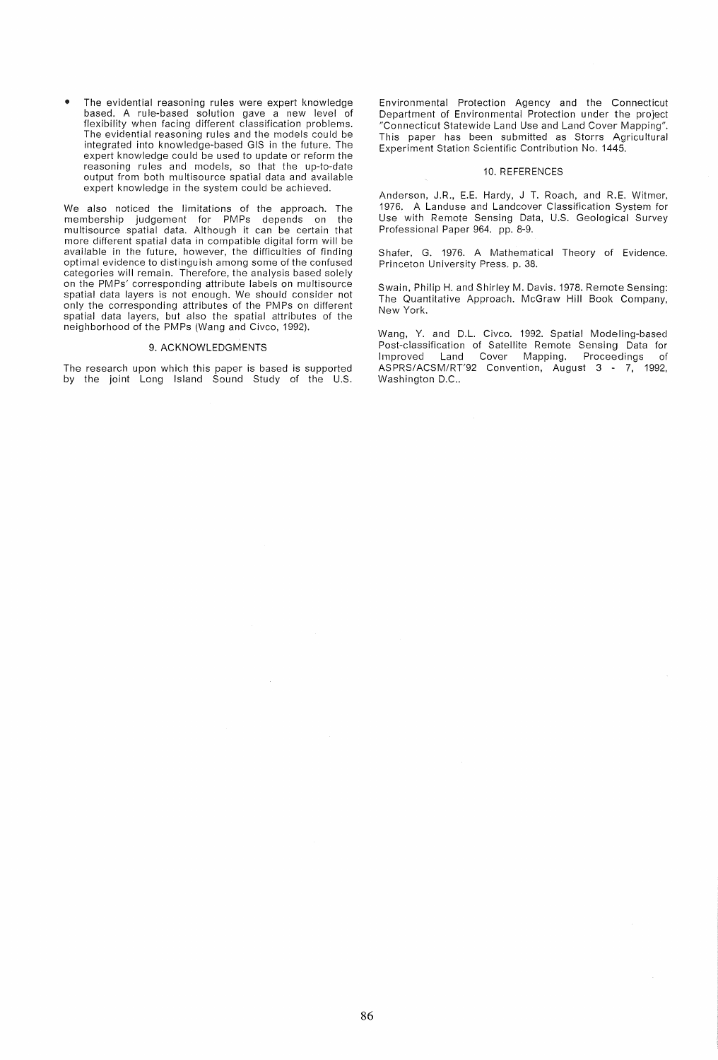- The evidential reasoning rules were expert knowledge based. A rule-based solution gave a new level of flexibility when facing different classification problems. The evidential reasoning rules and the models could be integrated into knowledge-based GIS in the future. The expert knowledge could be used to update or reform the reasoning rules and models, so that the up-to-date output from both multisource spatial data and available expert knowledge in the system could be achieved.

We also noticed the limitations of the approach. The membership judgement for PMPs depends on the multisource spatial data. Although it can be certain that more different spatial data in compatible digital form will be available in the future, however, the difficulties of finding optimal evidence to distinguish among some of the confused categories will remain. Therefore, the analysis based solely on the PMPs' corresponding attribute labels on multisource spatial data layers is not enough. We should consider not only the corresponding attributes of the PMPs on different spatial data layers, but also the spatial attributes of the neighborhood of the PMPs (Wang and Civco, 1992).

## 9. ACKNOWLEDGMENTS

The research upon which this paper is based is supported by the joint Long Island Sound Study of the U.S. Environmental Protection Agency and the Connecticut Department of Environmental Protection under the project "Connecticut Statewide Land Use and Land Cover Mapping". This paper has been submitted as Storrs Agricultural Experiment Station Scientific Contribution No. 1445.

## 10. REFERENCES

Anderson, J.R., E.E. Hardy, J T. Roach, and R.E. Witmer, 1976. A Landuse and Landcover Classification System for Use with Remote Sensing Data, U.S. Geological Survey Professional Paper 964. pp. 8-9.

Shafer, G. 1976. A Mathematical Theory of Evidence. Princeton University Press. p. 38.

Swain, Philip H. and Shirley M. Davis. 1978. Remote Sensing: The Quantitative Approach. McGraw Hill Book Company, New York.

Wang, Y. and D.L. Civco. 1992. Spatial Modeling-based Post-classification of Satellite Remote Sensing Data for Improved Land Cover Mapping. Proceedings of ASPRS/ACSM/RT'92 Convention, August 3 - 7, 1992, Washington D.C..